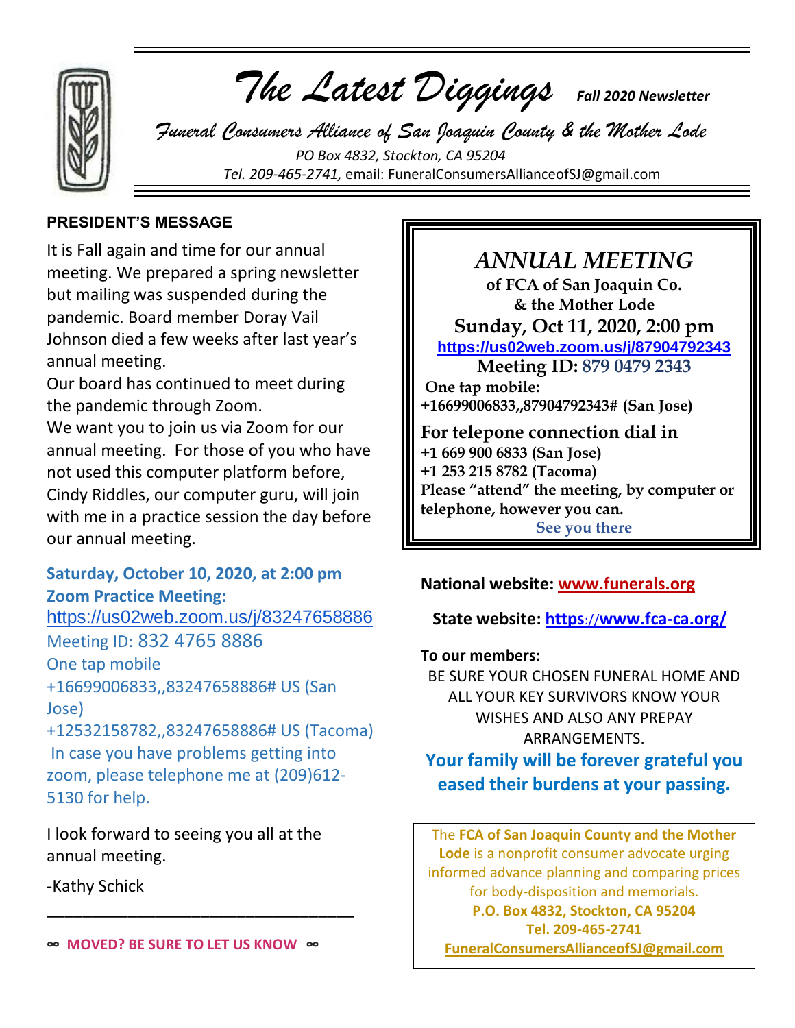# *The Latest Diggings*

***Fall 2020 Newsletter***

## *Funeral Consumers Alliance of San Joaquin County & the Mother Lode*

*PO Box 4832, Stockton, CA 95204*

*Tel. 209-465-2741,* email: FuneralConsumersAllianceofSJ@gmail.com

### PRESIDENT'S MESSAGE

It is Fall again and time for our annual meeting. We prepared a spring newsletter but mailing was suspended during the pandemic. Board member Doray Vail Johnson died a few weeks after last year's annual meeting.

Our board has continued to meet during the pandemic through Zoom.

We want you to join us via Zoom for our annual meeting. For those of you who have not used this computer platform before, Cindy Riddles, our computer guru, will join with me in a practice session the day before our annual meeting.

**Saturday, October 10, 2020, at 2:00 pm**
**Zoom Practice Meeting:**
https://us02web.zoom.us/j/83247658886
Meeting ID: 832 4765 8886
One tap mobile
+16699006833,,83247658886# US (San Jose)
+12532158782,,83247658886# US (Tacoma)
In case you have problems getting into zoom, please telephone me at (209)612-5130 for help.

I look forward to seeing you all at the annual meeting.

-Kathy Schick

---

∞ **MOVED? BE SURE TO LET US KNOW** ∞

---

## *ANNUAL MEETING*

**of FCA of San Joaquin Co. & the Mother Lode**

**Sunday, Oct 11, 2020, 2:00 pm**

**https://us02web.zoom.us/j/87904792343**

**Meeting ID: 879 0479 2343**

**One tap mobile:**
**+16699006833,,87904792343# (San Jose)**

**For telepone connection dial in**
**+1 669 900 6833 (San Jose)**
**+1 253 215 8782 (Tacoma)**
**Please "attend" the meeting, by computer or telephone, however you can.**

**See you there**

---

**National website: www.funerals.org**

**State website: https://www.fca-ca.org/**

**To our members:**

BE SURE YOUR CHOSEN FUNERAL HOME AND ALL YOUR KEY SURVIVORS KNOW YOUR WISHES AND ALSO ANY PREPAY ARRANGEMENTS.

**Your family will be forever grateful you eased their burdens at your passing.**

---

The **FCA of San Joaquin County and the Mother Lode** is a nonprofit consumer advocate urging informed advance planning and comparing prices for body-disposition and memorials.
**P.O. Box 4832, Stockton, CA 95204**
**Tel. 209-465-2741**
**FuneralConsumersAllianceofSJ@gmail.com**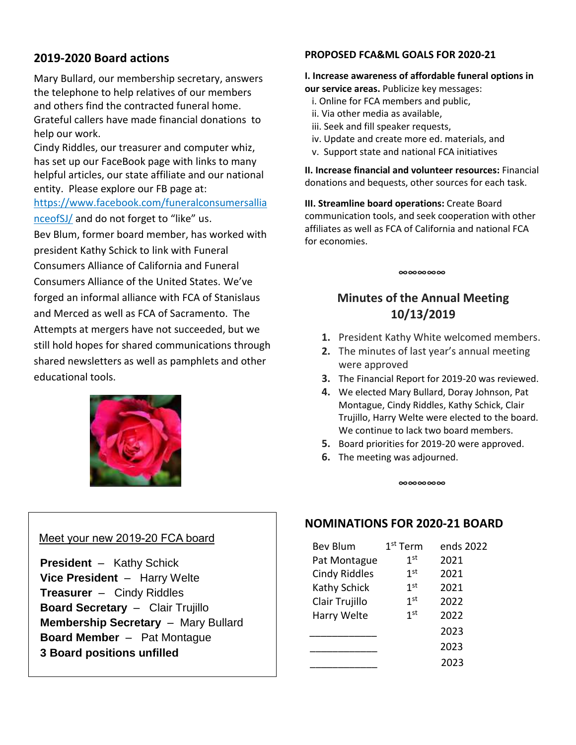## 2019-2020 Board actions

Mary Bullard, our membership secretary, answers the telephone to help relatives of our members and others find the contracted funeral home. Grateful callers have made financial donations to help our work.

Cindy Riddles, our treasurer and computer whiz, has set up our FaceBook page with links to many helpful articles, our state affiliate and our national entity. Please explore our FB page at: [https://www.facebook.com/funeralconsumersallianceofSJ/](https://www.facebook.com/funeralconsumersallianceofSJ/) and do not forget to "like" us.

Bev Blum, former board member, has worked with president Kathy Schick to link with Funeral Consumers Alliance of California and Funeral Consumers Alliance of the United States. We've forged an informal alliance with FCA of Stanislaus and Merced as well as FCA of Sacramento. The Attempts at mergers have not succeeded, but we still hold hopes for shared communications through shared newsletters as well as pamphlets and other educational tools.

Meet your new 2019-20 FCA board

**President** – Kathy Schick
**Vice President** – Harry Welte
**Treasurer** – Cindy Riddles
**Board Secretary** – Clair Trujillo
**Membership Secretary** – Mary Bullard
**Board Member** – Pat Montague
**3 Board positions unfilled**

**PROPOSED FCA&ML GOALS FOR 2020-21**

**I. Increase awareness of affordable funeral options in our service areas.** Publicize key messages:

i. Online for FCA members and public,
ii. Via other media as available,
iii. Seek and fill speaker requests,
iv. Update and create more ed. materials, and
v. Support state and national FCA initiatives

**II. Increase financial and volunteer resources:** Financial donations and bequests, other sources for each task.

**III. Streamline board operations:** Create Board communication tools, and seek cooperation with other affiliates as well as FCA of California and national FCA for economies.

∞∞∞∞∞

## Minutes of the Annual Meeting 10/13/2019

1. President Kathy White welcomed members.
2. The minutes of last year's annual meeting were approved
3. The Financial Report for 2019-20 was reviewed.
4. We elected Mary Bullard, Doray Johnson, Pat Montague, Cindy Riddles, Kathy Schick, Clair Trujillo, Harry Welte were elected to the board. We continue to lack two board members.
5. Board priorities for 2019-20 were approved.
6. The meeting was adjourned.

∞∞∞∞∞

## NOMINATIONS FOR 2020-21 BOARD

| | | |
|---|---|---|
| Bev Blum | 1st Term | ends 2022 |
| Pat Montague | 1st | 2021 |
| Cindy Riddles | 1st | 2021 |
| Kathy Schick | 1st | 2021 |
| Clair Trujillo | 1st | 2022 |
| Harry Welte | 1st | 2022 |
| ____________ | | 2023 |
| ____________ | | 2023 |
| ____________ | | 2023 |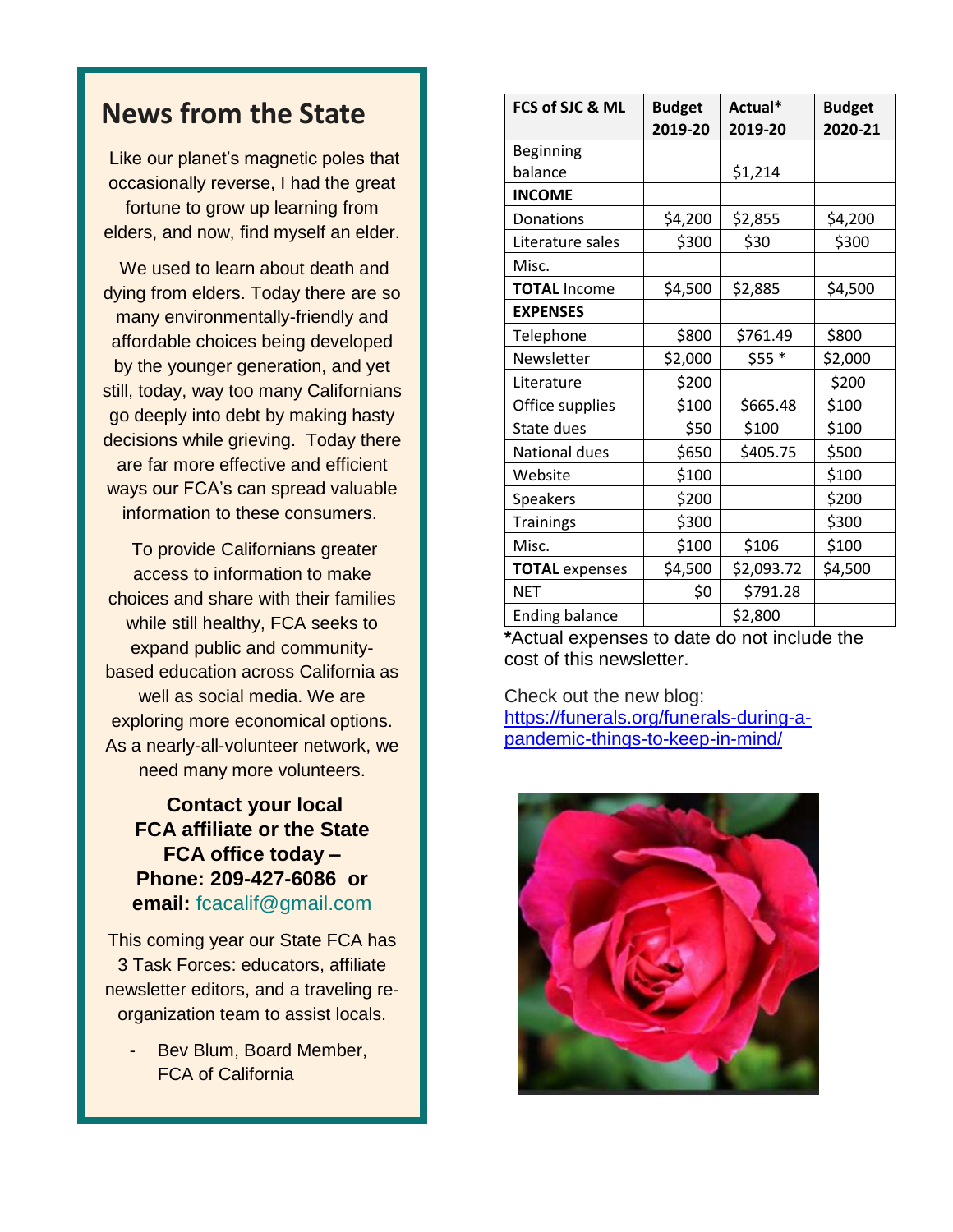## News from the State

Like our planet's magnetic poles that occasionally reverse, I had the great fortune to grow up learning from elders, and now, find myself an elder.

We used to learn about death and dying from elders. Today there are so many environmentally-friendly and affordable choices being developed by the younger generation, and yet still, today, way too many Californians go deeply into debt by making hasty decisions while grieving. Today there are far more effective and efficient ways our FCA's can spread valuable information to these consumers.

To provide Californians greater access to information to make choices and share with their families while still healthy, FCA seeks to expand public and community-based education across California as well as social media. We are exploring more economical options. As a nearly-all-volunteer network, we need many more volunteers.

**Contact your local FCA affiliate or the State FCA office today – Phone: 209-427-6086 or email:** fcacalif@gmail.com

This coming year our State FCA has 3 Task Forces: educators, affiliate newsletter editors, and a traveling re-organization team to assist locals.

- Bev Blum, Board Member, FCA of California

| FCS of SJC & ML | Budget 2019-20 | Actual* 2019-20 | Budget 2020-21 |
|---|---|---|---|
| Beginning balance | | $1,214 | |
| **INCOME** | | | |
| Donations | $4,200 | $2,855 | $4,200 |
| Literature sales | $300 | $30 | $300 |
| Misc. | | | |
| **TOTAL** Income | $4,500 | $2,885 | $4,500 |
| **EXPENSES** | | | |
| Telephone | $800 | $761.49 | $800 |
| Newsletter | $2,000 | $55 * | $2,000 |
| Literature | $200 | | $200 |
| Office supplies | $100 | $665.48 | $100 |
| State dues | $50 | $100 | $100 |
| National dues | $650 | $405.75 | $500 |
| Website | $100 | | $100 |
| Speakers | $200 | | $200 |
| Trainings | $300 | | $300 |
| Misc. | $100 | $106 | $100 |
| **TOTAL** expenses | $4,500 | $2,093.72 | $4,500 |
| NET | $0 | $791.28 | |
| Ending balance | | $2,800 | |

**\***Actual expenses to date do not include the cost of this newsletter.

Check out the new blog: https://funerals.org/funerals-during-a-pandemic-things-to-keep-in-mind/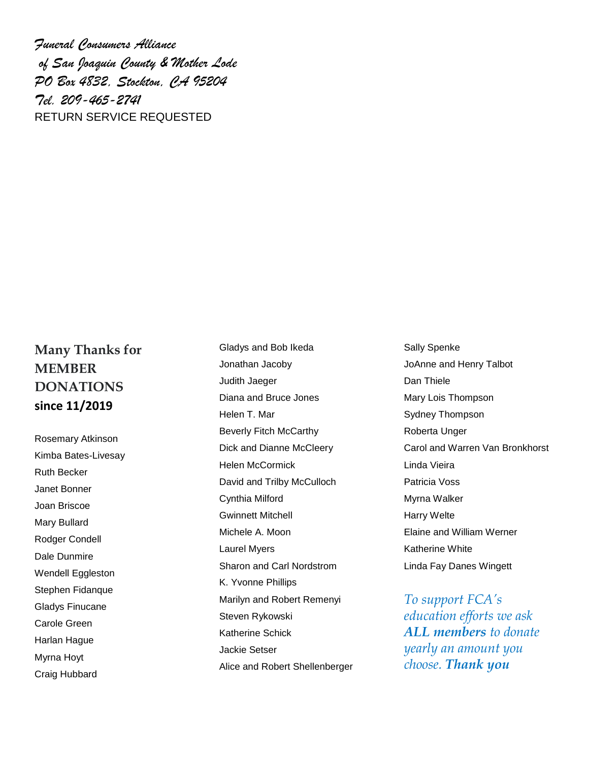*Funeral Consumers Alliance*
*of San Joaquin County & Mother Lode*
*PO Box 4832, Stockton, CA 95204*
*Tel. 209-465-2741*
RETURN SERVICE REQUESTED

## Many Thanks for MEMBER DONATIONS since 11/2019

Rosemary Atkinson
Kimba Bates-Livesay
Ruth Becker
Janet Bonner
Joan Briscoe
Mary Bullard
Rodger Condell
Dale Dunmire
Wendell Eggleston
Stephen Fidanque
Gladys Finucane
Carole Green
Harlan Hague
Myrna Hoyt
Craig Hubbard
Gladys and Bob Ikeda
Jonathan Jacoby
Judith Jaeger
Diana and Bruce Jones
Helen T. Mar
Beverly Fitch McCarthy
Dick and Dianne McCleery
Helen McCormick
David and Trilby McCulloch
Cynthia Milford
Gwinnett Mitchell
Michele A. Moon
Laurel Myers
Sharon and Carl Nordstrom
K. Yvonne Phillips
Marilyn and Robert Remenyi
Steven Rykowski
Katherine Schick
Jackie Setser
Alice and Robert Shellenberger
Sally Spenke
JoAnne and Henry Talbot
Dan Thiele
Mary Lois Thompson
Sydney Thompson
Roberta Unger
Carol and Warren Van Bronkhorst
Linda Vieira
Patricia Voss
Myrna Walker
Harry Welte
Elaine and William Werner
Katherine White
Linda Fay Danes Wingett

*To support FCA's education efforts we ask* ***ALL members*** *to donate yearly an amount you choose.* ***Thank you***